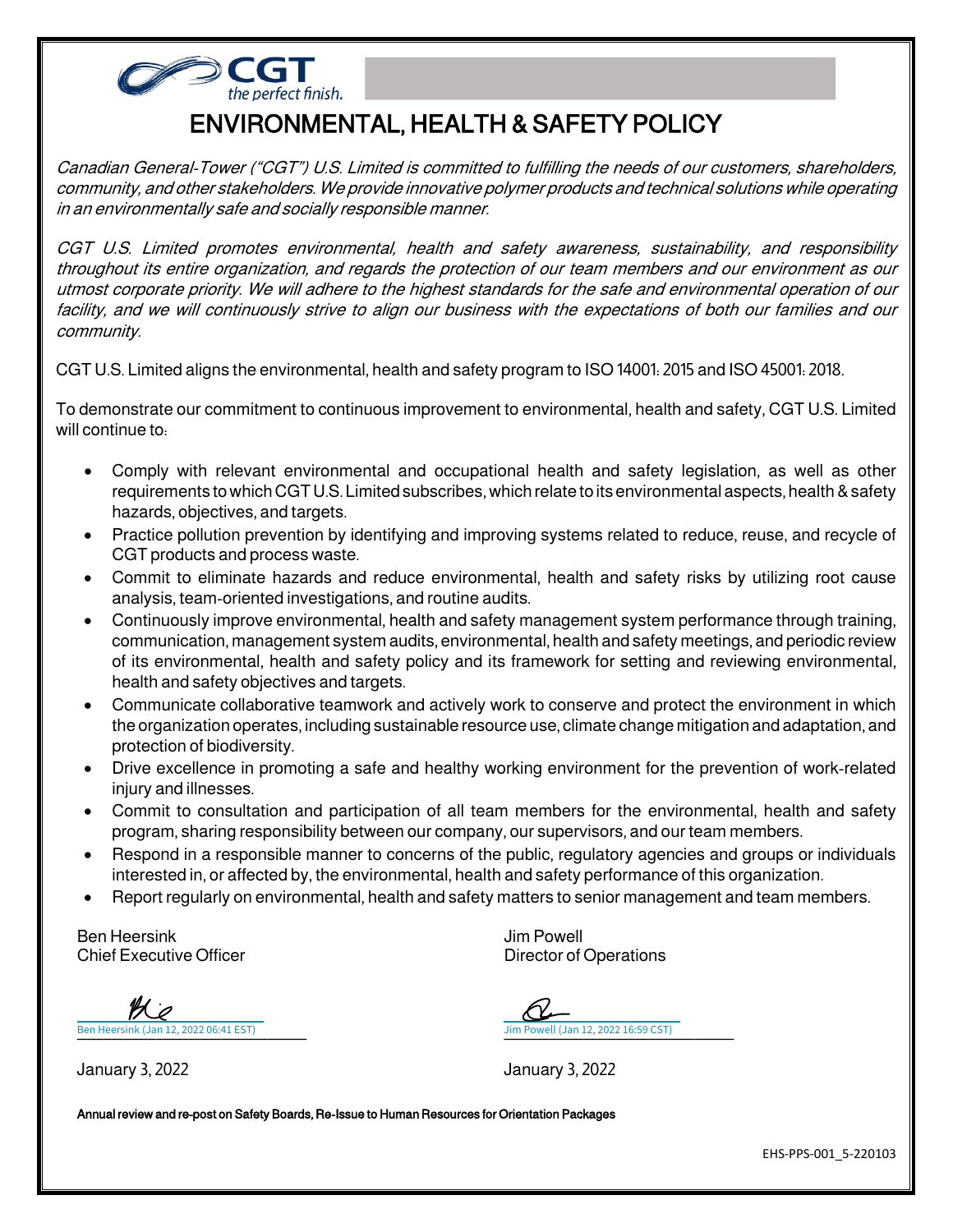CGT the perfect finish.

# ENVIRONMENTAL, HEALTH & SAFETY POLICY

*Canadian General-Tower ("CGT") U.S. Limited is committed to fulfilling the needs of our customers, shareholders, community, and other stakeholders. We provide innovative polymer products and technical solutions while operating in an environmentally safe and socially responsible manner.*

*CGT U.S. Limited promotes environmental, health and safety awareness, sustainability, and responsibility throughout its entire organization, and regards the protection of our team members and our environment as our utmost corporate priority. We will adhere to the highest standards for the safe and environmental operation of our facility, and we will continuously strive to align our business with the expectations of both our families and our community.*

CGT U.S. Limited aligns the environmental, health and safety program to ISO 14001: 2015 and ISO 45001: 2018.

To demonstrate our commitment to continuous improvement to environmental, health and safety, CGT U.S. Limited will continue to:

- Comply with relevant environmental and occupational health and safety legislation, as well as other requirements to which CGT U.S. Limited subscribes, which relate to its environmental aspects, health & safety hazards, objectives, and targets.
- Practice pollution prevention by identifying and improving systems related to reduce, reuse, and recycle of CGT products and process waste.
- Commit to eliminate hazards and reduce environmental, health and safety risks by utilizing root cause analysis, team-oriented investigations, and routine audits.
- Continuously improve environmental, health and safety management system performance through training, communication, management system audits, environmental, health and safety meetings, and periodic review of its environmental, health and safety policy and its framework for setting and reviewing environmental, health and safety objectives and targets.
- Communicate collaborative teamwork and actively work to conserve and protect the environment in which the organization operates, including sustainable resource use, climate change mitigation and adaptation, and protection of biodiversity.
- Drive excellence in promoting a safe and healthy working environment for the prevention of work-related injury and illnesses.
- Commit to consultation and participation of all team members for the environmental, health and safety program, sharing responsibility between our company, our supervisors, and our team members.
- Respond in a responsible manner to concerns of the public, regulatory agencies and groups or individuals interested in, or affected by, the environmental, health and safety performance of this organization.
- Report regularly on environmental, health and safety matters to senior management and team members.

Ben Heersink
Chief Executive Officer

Ben Heersink (Jan 12, 2022 06:41 EST)

January 3, 2022

Jim Powell
Director of Operations

Jim Powell (Jan 12, 2022 16:59 CST)

January 3, 2022

**Annual review and re-post on Safety Boards, Re-Issue to Human Resources for Orientation Packages**

EHS-PPS-001_5-220103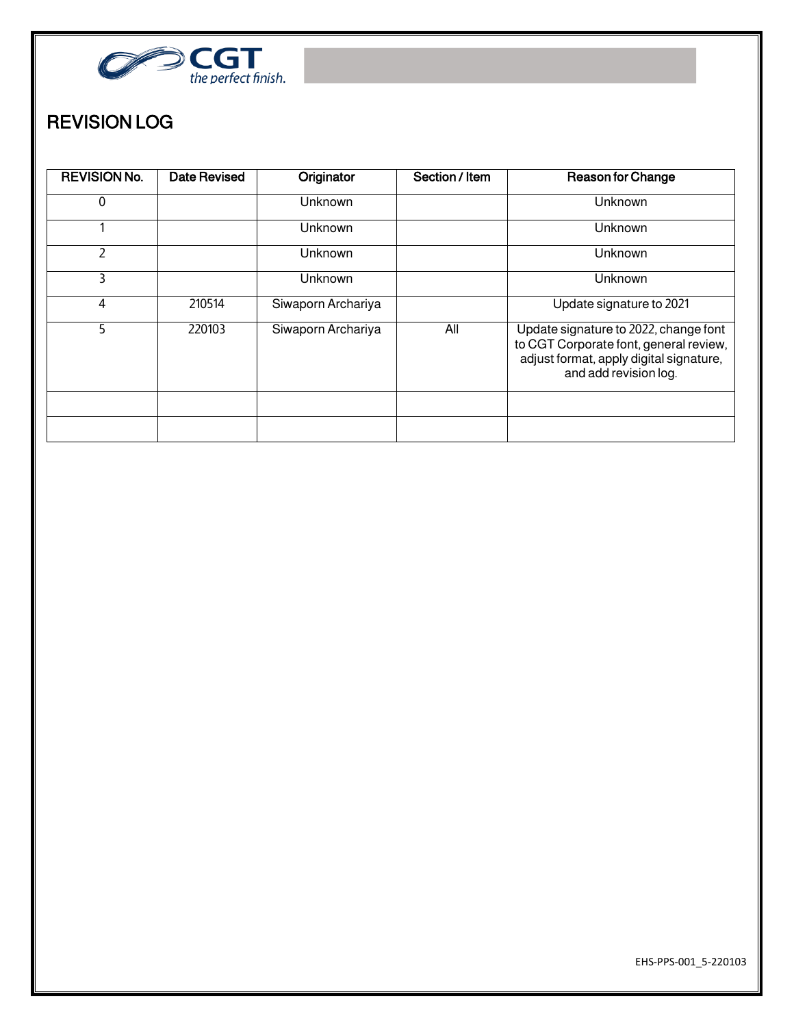# REVISION LOG

| REVISION No. | Date Revised | Originator | Section / Item | Reason for Change |
|---|---|---|---|---|
| 0 | | Unknown | | Unknown |
| 1 | | Unknown | | Unknown |
| 2 | | Unknown | | Unknown |
| 3 | | Unknown | | Unknown |
| 4 | 210514 | Siwaporn Archariya | | Update signature to 2021 |
| 5 | 220103 | Siwaporn Archariya | All | Update signature to 2022, change font to CGT Corporate font, general review, adjust format, apply digital signature, and add revision log. |
| | | | | |
| | | | | |

EHS-PPS-001_5-220103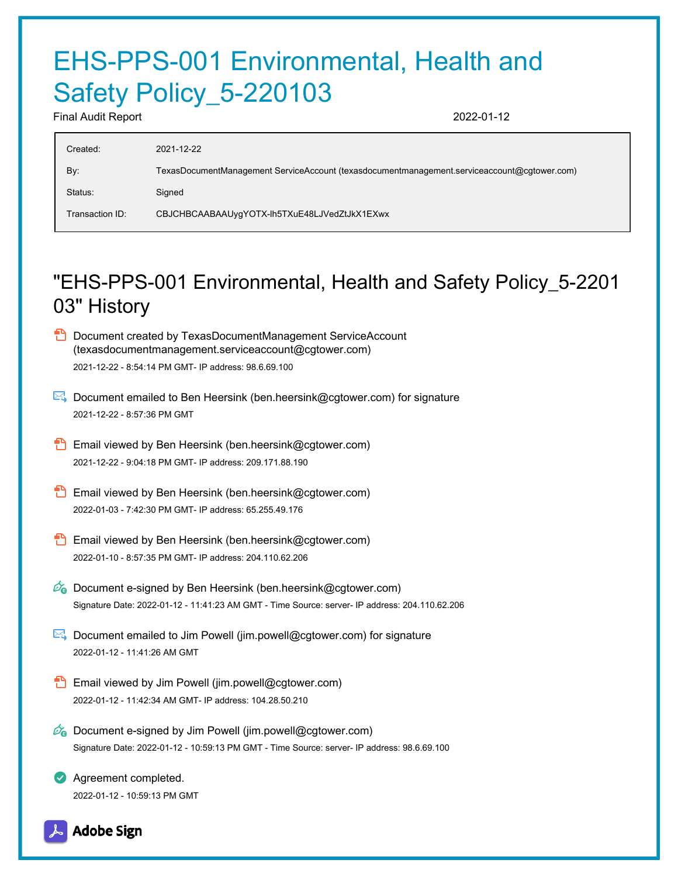# EHS-PPS-001 Environmental, Health and Safety Policy_5-220103

Final Audit Report 2022-01-12

| | |
|---|---|
| Created: | 2021-12-22 |
| By: | TexasDocumentManagement ServiceAccount (texasdocumentmanagement.serviceaccount@cgtower.com) |
| Status: | Signed |
| Transaction ID: | CBJCHBCAABAAUygYOTX-lh5TXuE48LJVedZtJkX1EXwx |

## "EHS-PPS-001 Environmental, Health and Safety Policy_5-220103" History

- Document created by TexasDocumentManagement ServiceAccount (texasdocumentmanagement.serviceaccount@cgtower.com)
  2021-12-22 - 8:54:14 PM GMT- IP address: 98.6.69.100

- Document emailed to Ben Heersink (ben.heersink@cgtower.com) for signature
  2021-12-22 - 8:57:36 PM GMT

- Email viewed by Ben Heersink (ben.heersink@cgtower.com)
  2021-12-22 - 9:04:18 PM GMT- IP address: 209.171.88.190

- Email viewed by Ben Heersink (ben.heersink@cgtower.com)
  2022-01-03 - 7:42:30 PM GMT- IP address: 65.255.49.176

- Email viewed by Ben Heersink (ben.heersink@cgtower.com)
  2022-01-10 - 8:57:35 PM GMT- IP address: 204.110.62.206

- Document e-signed by Ben Heersink (ben.heersink@cgtower.com)
  Signature Date: 2022-01-12 - 11:41:23 AM GMT - Time Source: server- IP address: 204.110.62.206

- Document emailed to Jim Powell (jim.powell@cgtower.com) for signature
  2022-01-12 - 11:41:26 AM GMT

- Email viewed by Jim Powell (jim.powell@cgtower.com)
  2022-01-12 - 11:42:34 AM GMT- IP address: 104.28.50.210

- Document e-signed by Jim Powell (jim.powell@cgtower.com)
  Signature Date: 2022-01-12 - 10:59:13 PM GMT - Time Source: server- IP address: 98.6.69.100

- Agreement completed.
  2022-01-12 - 10:59:13 PM GMT

Adobe Sign